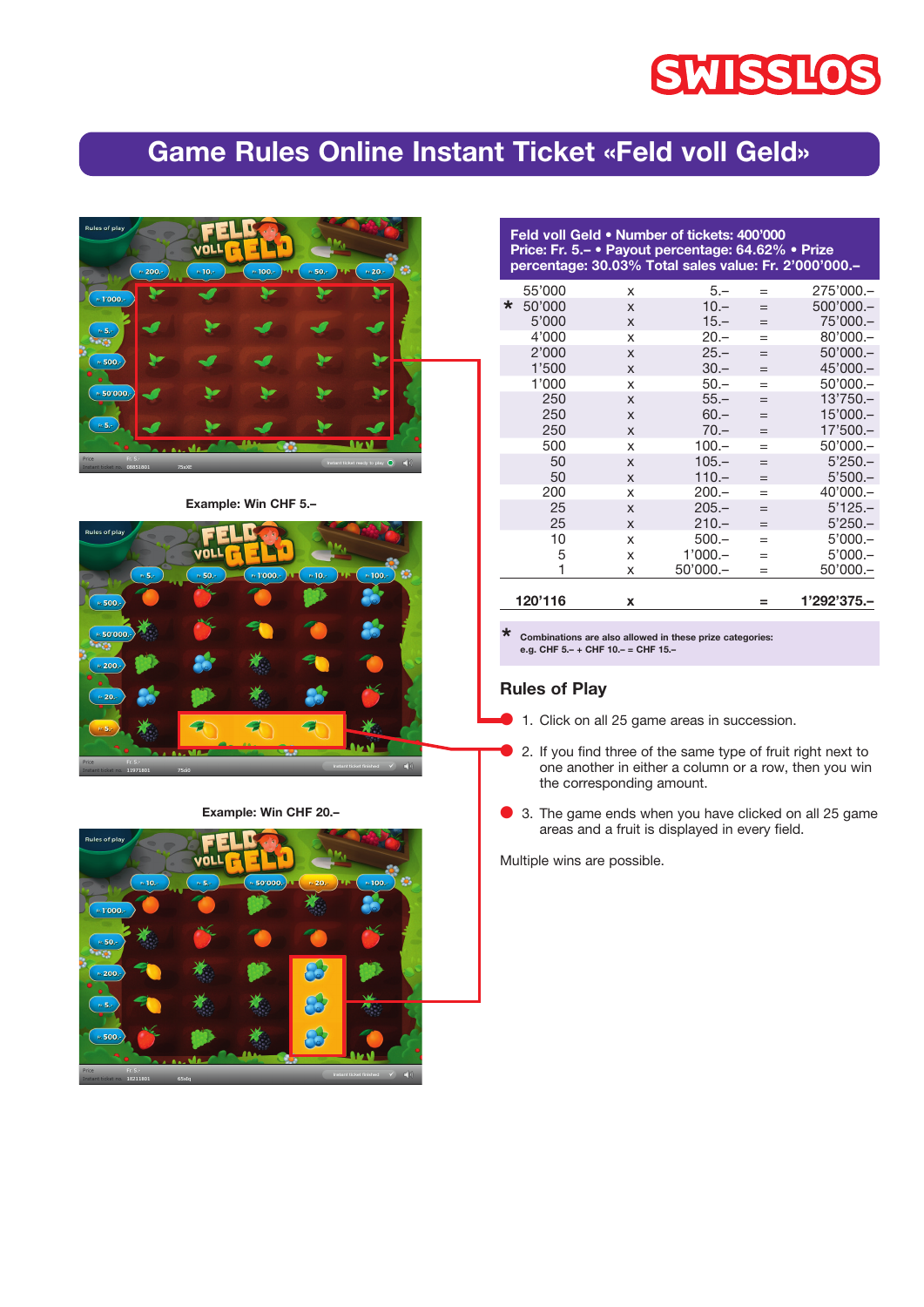# Game Rules Online Instant Ticket «Feld voll Geld»

Example: Win CHF 5.–

Example: Win CHF 20.–

**Feld voll Geld • Number of tickets: 400'000**
**Price: Fr. 5.– • Payout percentage: 64.62% • Prize percentage: 30.03% Total sales value: Fr. 2'000'000.–**

| | Number | | Prize | | Total |
|---|---|---|---|---|---|
| | 55'000 | x | 5.– | = | 275'000.– |
| * | 50'000 | x | 10.– | = | 500'000.– |
| | 5'000 | x | 15.– | = | 75'000.– |
| | 4'000 | x | 20.– | = | 80'000.– |
| | 2'000 | x | 25.– | = | 50'000.– |
| | 1'500 | x | 30.– | = | 45'000.– |
| | 1'000 | x | 50.– | = | 50'000.– |
| | 250 | x | 55.– | = | 13'750.– |
| | 250 | x | 60.– | = | 15'000.– |
| | 250 | x | 70.– | = | 17'500.– |
| | 500 | x | 100.– | = | 50'000.– |
| | 50 | x | 105.– | = | 5'250.– |
| | 50 | x | 110.– | = | 5'500.– |
| | 200 | x | 200.– | = | 40'000.– |
| | 25 | x | 205.– | = | 5'125.– |
| | 25 | x | 210.– | = | 5'250.– |
| | 10 | x | 500.– | = | 5'000.– |
| | 5 | x | 1'000.– | = | 5'000.– |
| | 1 | x | 50'000.– | = | 50'000.– |
| | **120'116** | **x** | | **=** | **1'292'375.–** |

* **Combinations are also allowed in these prize categories: e.g. CHF 5.– + CHF 10.– = CHF 15.–**

## Rules of Play

1. Click on all 25 game areas in succession.
2. If you find three of the same type of fruit right next to one another in either a column or a row, then you win the corresponding amount.
3. The game ends when you have clicked on all 25 game areas and a fruit is displayed in every field.

Multiple wins are possible.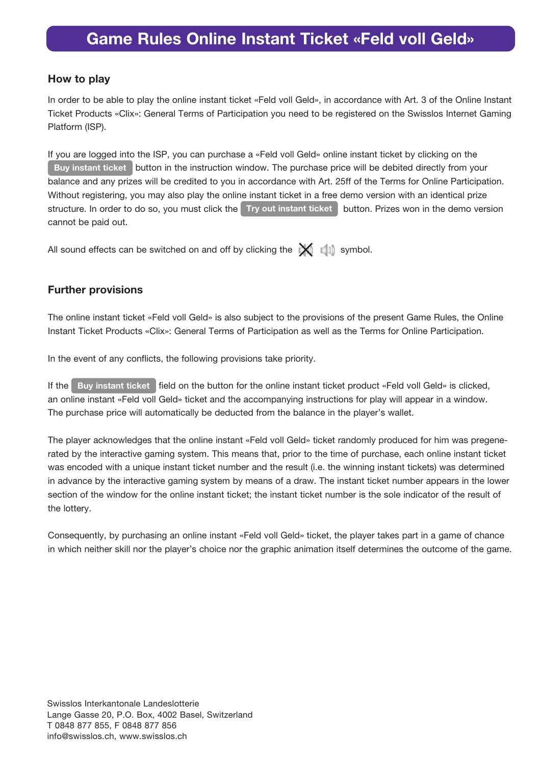# Game Rules Online Instant Ticket «Feld voll Geld»

## How to play

In order to be able to play the online instant ticket «Feld voll Geld», in accordance with Art. 3 of the Online Instant Ticket Products «Clix»: General Terms of Participation you need to be registered on the Swisslos Internet Gaming Platform (ISP).

If you are logged into the ISP, you can purchase a «Feld voll Geld» online instant ticket by clicking on the **Buy instant ticket** button in the instruction window. The purchase price will be debited directly from your balance and any prizes will be credited to you in accordance with Art. 25ff of the Terms for Online Participation. Without registering, you may also play the online instant ticket in a free demo version with an identical prize structure. In order to do so, you must click the **Try out instant ticket** button. Prizes won in the demo version cannot be paid out.

All sound effects can be switched on and off by clicking the symbol.

## Further provisions

The online instant ticket «Feld voll Geld» is also subject to the provisions of the present Game Rules, the Online Instant Ticket Products «Clix»: General Terms of Participation as well as the Terms for Online Participation.

In the event of any conflicts, the following provisions take priority.

If the **Buy instant ticket** field on the button for the online instant ticket product «Feld voll Geld» is clicked, an online instant «Feld voll Geld» ticket and the accompanying instructions for play will appear in a window. The purchase price will automatically be deducted from the balance in the player's wallet.

The player acknowledges that the online instant «Feld voll Geld» ticket randomly produced for him was pregenerated by the interactive gaming system. This means that, prior to the time of purchase, each online instant ticket was encoded with a unique instant ticket number and the result (i.e. the winning instant tickets) was determined in advance by the interactive gaming system by means of a draw. The instant ticket number appears in the lower section of the window for the online instant ticket; the instant ticket number is the sole indicator of the result of the lottery.

Consequently, by purchasing an online instant «Feld voll Geld» ticket, the player takes part in a game of chance in which neither skill nor the player's choice nor the graphic animation itself determines the outcome of the game.

Swisslos Interkantonale Landeslotterie
Lange Gasse 20, P.O. Box, 4002 Basel, Switzerland
T 0848 877 855, F 0848 877 856
info@swisslos.ch, www.swisslos.ch